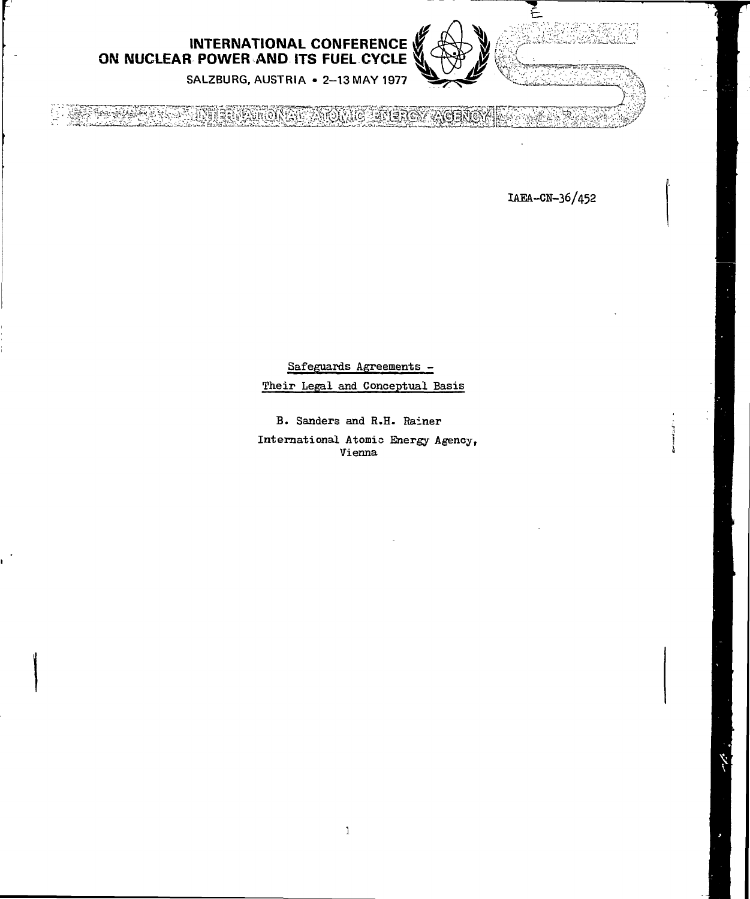INTERNATIONAL CONFERENCE ON NUCLEAR POWER AND ITS FUEL CYCLE

SALZBURG, AUSTRIA • 2–13 MAY 1977

INTERNATIONAL ATOMIC ENERGY AGENCY

IAEA-CN-36/452

# Safeguards Agreements - Their Legal and Conceptual Basis

B. Sanders and R.H. Rainer

International Atomic Energy Agency, Vienna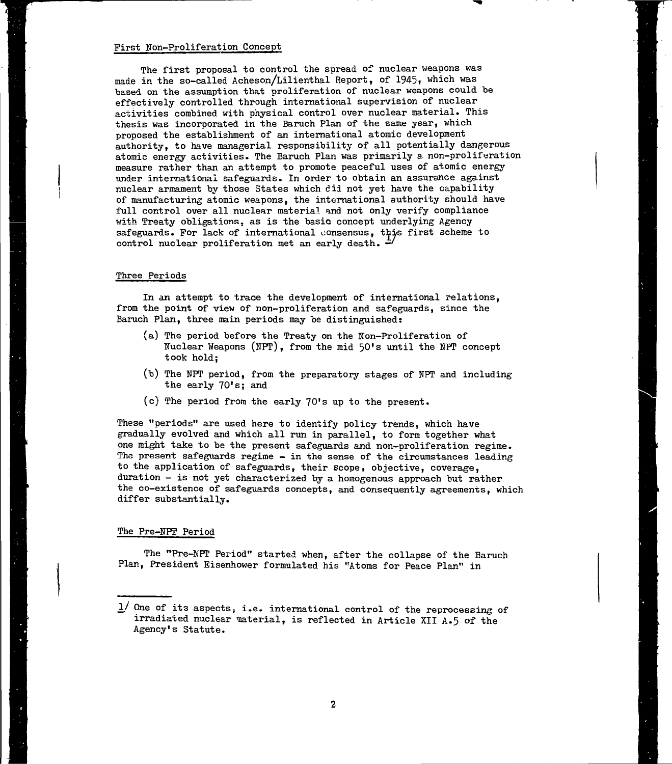## First Non-Proliferation Concept

The first proposal to control the spread of nuclear weapons was made in the so-called Acheson/Lilienthal Report, of 1945, which was based on the assumption that proliferation of nuclear weapons could be effectively controlled through international supervision of nuclear activities combined with physical control over nuclear material. This thesis was incorporated in the Baruch Plan of the same year, which proposed the establishment of an international atomic development authority, to have managerial responsibility of all potentially dangerous atomic energy activities. The Baruch Plan was primarily a non-proliferation measure rather than an attempt to promote peaceful uses of atomic energy under international safeguards. In order to obtain an assurance against nuclear armament by those States which did not yet have the capability of manufacturing atomic weapons, the international authority should have full control over all nuclear material and not only verify compliance with Treaty obligations, as is the basic concept underlying Agency safeguards. For lack of international consensus, this first scheme to control nuclear proliferation met an early death. [1/]

## Three Periods

In an attempt to trace the development of international relations, from the point of view of non-proliferation and safeguards, since the Baruch Plan, three main periods may be distinguished:

(a) The period before the Treaty on the Non-Proliferation of Nuclear Weapons (NPT), from the mid 50's until the NPT concept took hold;

(b) The NPT period, from the preparatory stages of NPT and including the early 70's; and

(c) The period from the early 70's up to the present.

These "periods" are used here to identify policy trends, which have gradually evolved and which all run in parallel, to form together what one might take to be the present safeguards and non-proliferation regime. The present safeguards regime - in the sense of the circumstances leading to the application of safeguards, their scope, objective, coverage, duration - is not yet characterized by a homogenous approach but rather the co-existence of safeguards concepts, and consequently agreements, which differ substantially.

## The Pre-NPT Period

The "Pre-NPT Period" started when, after the collapse of the Baruch Plan, President Eisenhower formulated his "Atoms for Peace Plan" in

---

1/ One of its aspects, i.e. international control of the reprocessing of irradiated nuclear material, is reflected in Article XII A.5 of the Agency's Statute.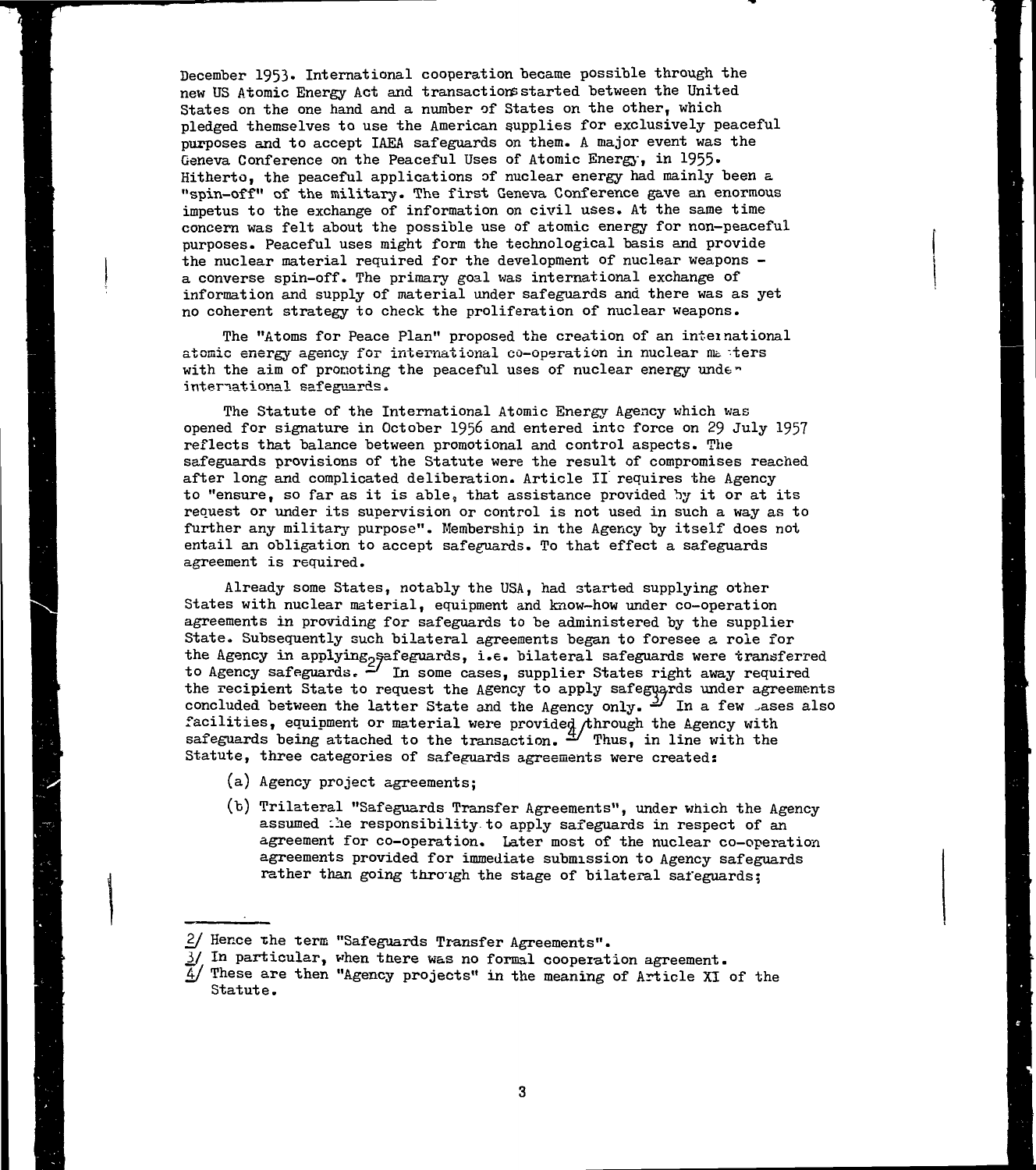December 1953. International cooperation became possible through the new US Atomic Energy Act and transactions started between the United States on the one hand and a number of States on the other, which pledged themselves to use the American supplies for exclusively peaceful purposes and to accept IAEA safeguards on them. A major event was the Geneva Conference on the Peaceful Uses of Atomic Energy, in 1955. Hitherto, the peaceful applications of nuclear energy had mainly been a "spin-off" of the military. The first Geneva Conference gave an enormous impetus to the exchange of information on civil uses. At the same time concern was felt about the possible use of atomic energy for non-peaceful purposes. Peaceful uses might form the technological basis and provide the nuclear material required for the development of nuclear weapons - a converse spin-off. The primary goal was international exchange of information and supply of material under safeguards and there was as yet no coherent strategy to check the proliferation of nuclear weapons.

The "Atoms for Peace Plan" proposed the creation of an international atomic energy agency for international co-operation in nuclear matters with the aim of promoting the peaceful uses of nuclear energy under international safeguards.

The Statute of the International Atomic Energy Agency which was opened for signature in October 1956 and entered into force on 29 July 1957 reflects that balance between promotional and control aspects. The safeguards provisions of the Statute were the result of compromises reached after long and complicated deliberation. Article II requires the Agency to "ensure, so far as it is able, that assistance provided by it or at its request or under its supervision or control is not used in such a way as to further any military purpose". Membership in the Agency by itself does not entail an obligation to accept safeguards. To that effect a safeguards agreement is required.

Already some States, notably the USA, had started supplying other States with nuclear material, equipment and know-how under co-operation agreements in providing for safeguards to be administered by the supplier State. Subsequently such bilateral agreements began to foresee a role for the Agency in applying safeguards, i.e. bilateral safeguards were transferred to Agency safeguards. [2] In some cases, supplier States right away required the recipient State to request the Agency to apply safeguards under agreements concluded between the latter State and the Agency only. [3] In a few cases also facilities, equipment or material were provided through the Agency with safeguards being attached to the transaction. [4] Thus, in line with the Statute, three categories of safeguards agreements were created:

(a) Agency project agreements;

(b) Trilateral "Safeguards Transfer Agreements", under which the Agency assumed the responsibility to apply safeguards in respect of an agreement for co-operation. Later most of the nuclear co-operation agreements provided for immediate submission to Agency safeguards rather than going through the stage of bilateral safeguards;

---

[2] Hence the term "Safeguards Transfer Agreements".

[3] In particular, when there was no formal cooperation agreement.

[4] These are then "Agency projects" in the meaning of Article XI of the Statute.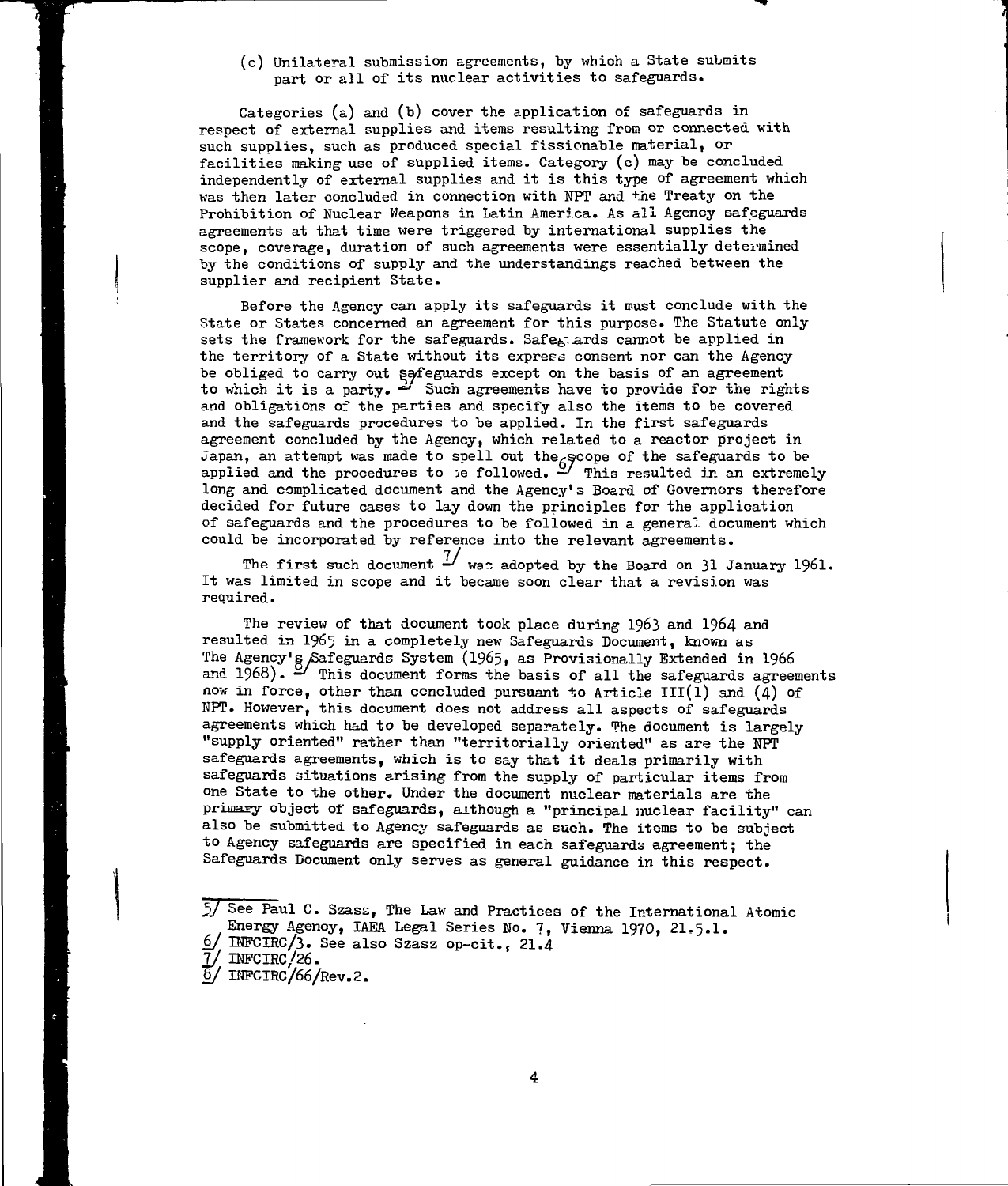(c) Unilateral submission agreements, by which a State submits part or all of its nuclear activities to safeguards.

Categories (a) and (b) cover the application of safeguards in respect of external supplies and items resulting from or connected with such supplies, such as produced special fissionable material, or facilities making use of supplied items. Category (c) may be concluded independently of external supplies and it is this type of agreement which was then later concluded in connection with NPT and the Treaty on the Prohibition of Nuclear Weapons in Latin America. As all Agency safeguards agreements at that time were triggered by international supplies the scope, coverage, duration of such agreements were essentially determined by the conditions of supply and the understandings reached between the supplier and recipient State.

Before the Agency can apply its safeguards it must conclude with the State or States concerned an agreement for this purpose. The Statute only sets the framework for the safeguards. Safeguards cannot be applied in the territory of a State without its express consent nor can the Agency be obliged to carry out safeguards except on the basis of an agreement to which it is a party. [5] Such agreements have to provide for the rights and obligations of the parties and specify also the items to be covered and the safeguards procedures to be applied. In the first safeguards agreement concluded by the Agency, which related to a reactor project in Japan, an attempt was made to spell out the scope of the safeguards to be applied and the procedures to be followed. [6] This resulted in an extremely long and complicated document and the Agency's Board of Governors therefore decided for future cases to lay down the principles for the application of safeguards and the procedures to be followed in a general document which could be incorporated by reference into the relevant agreements.

The first such document [7] was adopted by the Board on 31 January 1961. It was limited in scope and it became soon clear that a revision was required.

The review of that document took place during 1963 and 1964 and resulted in 1965 in a completely new Safeguards Document, known as The Agency's Safeguards System (1965, as Provisionally Extended in 1966 and 1968). [8] This document forms the basis of all the safeguards agreements now in force, other than concluded pursuant to Article III(1) and (4) of NPT. However, this document does not address all aspects of safeguards agreements which had to be developed separately. The document is largely "supply oriented" rather than "territorially oriented" as are the NPT safeguards agreements, which is to say that it deals primarily with safeguards situations arising from the supply of particular items from one State to the other. Under the document nuclear materials are the primary object of safeguards, although a "principal nuclear facility" can also be submitted to Agency safeguards as such. The items to be subject to Agency safeguards are specified in each safeguards agreement; the Safeguards Document only serves as general guidance in this respect.

---

5/ See Paul C. Szasz, The Law and Practices of the International Atomic Energy Agency, IAEA Legal Series No. 7, Vienna 1970, 21.5.1.

6/ INFCIRC/3. See also Szasz op-cit., 21.4

7/ INFCIRC/26.

8/ INFCIRC/66/Rev.2.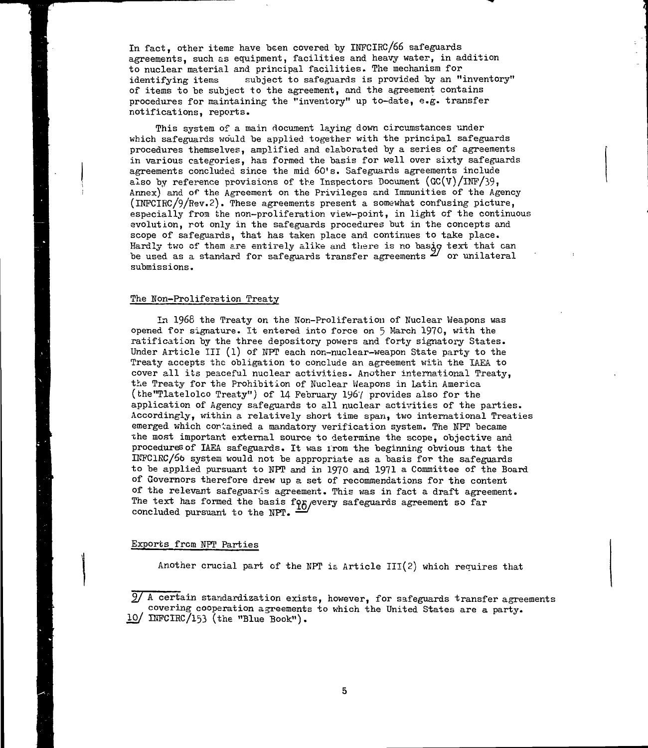In fact, other items have been covered by INFCIRC/66 safeguards agreements, such as equipment, facilities and heavy water, in addition to nuclear material and principal facilities. The mechanism for identifying items subject to safeguards is provided by an "inventory" of items to be subject to the agreement, and the agreement contains procedures for maintaining the "inventory" up to-date, e.g. transfer notifications, reports.

This system of a main document laying down circumstances under which safeguards would be applied together with the principal safeguards procedures themselves, amplified and elaborated by a series of agreements in various categories, has formed the basis for well over sixty safeguards agreements concluded since the mid 60's. Safeguards agreements include also by reference provisions of the Inspectors Document (GC(V)/INF/39, Annex) and of the Agreement on the Privileges and Immunities of the Agency (INFCIRC/9/Rev.2). These agreements present a somewhat confusing picture, especially from the non-proliferation view-point, in light of the continuous evolution, not only in the safeguards procedures but in the concepts and scope of safeguards, that has taken place and continues to take place. Hardly two of them are entirely alike and there is no basic text that can be used as a standard for safeguards transfer agreements [9] or unilateral submissions.

## The Non-Proliferation Treaty

In 1968 the Treaty on the Non-Proliferation of Nuclear Weapons was opened for signature. It entered into force on 5 March 1970, with the ratification by the three depository powers and forty signatory States. Under Article III (1) of NPT each non-nuclear-weapon State party to the Treaty accepts the obligation to conclude an agreement with the IAEA to cover all its peaceful nuclear activities. Another international Treaty, the Treaty for the Prohibition of Nuclear Weapons in Latin America (the "Tlatelolco Treaty") of 14 February 1967 provides also for the application of Agency safeguards to all nuclear activities of the parties. Accordingly, within a relatively short time span, two international Treaties emerged which contained a mandatory verification system. The NPT became the most important external source to determine the scope, objective and procedures of IAEA safeguards. It was from the beginning obvious that the INFCIRC/66 system would not be appropriate as a basis for the safeguards to be applied pursuant to NPT and in 1970 and 1971 a Committee of the Board of Governors therefore drew up a set of recommendations for the content of the relevant safeguards agreement. This was in fact a draft agreement. The text has formed the basis for every safeguards agreement so far concluded pursuant to the NPT. [10]

## Exports from NPT Parties

Another crucial part of the NPT is Article III(2) which requires that

---

9/ A certain standardization exists, however, for safeguards transfer agreements covering cooperation agreements to which the United States are a party.

10/ INFCIRC/153 (the "Blue Book").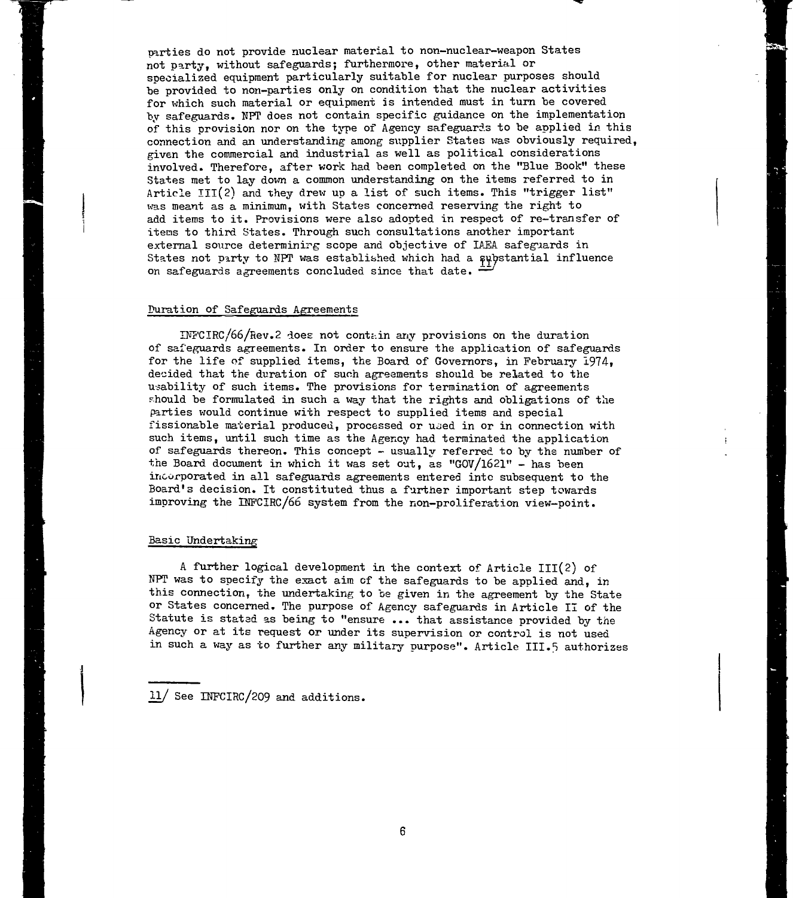parties do not provide nuclear material to non-nuclear-weapon States not party, without safeguards; furthermore, other material or specialized equipment particularly suitable for nuclear purposes should be provided to non-parties only on condition that the nuclear activities for which such material or equipment is intended must in turn be covered by safeguards. NPT does not contain specific guidance on the implementation of this provision nor on the type of Agency safeguards to be applied in this connection and an understanding among supplier States was obviously required, given the commercial and industrial as well as political considerations involved. Therefore, after work had been completed on the "Blue Book" these States met to lay down a common understanding on the items referred to in Article III(2) and they drew up a list of such items. This "trigger list" was meant as a minimum, with States concerned reserving the right to add items to it. Provisions were also adopted in respect of re-transfer of items to third States. Through such consultations another important external source determining scope and objective of IAEA safeguards in States not party to NPT was established which had a substantial influence on safeguards agreements concluded since that date. [11]

## Duration of Safeguards Agreements

INFCIRC/66/Rev.2 does not contain any provisions on the duration of safeguards agreements. In order to ensure the application of safeguards for the life of supplied items, the Board of Governors, in February 1974, decided that the duration of such agreements should be related to the usability of such items. The provisions for termination of agreements should be formulated in such a way that the rights and obligations of the parties would continue with respect to supplied items and special fissionable material produced, processed or used in or in connection with such items, until such time as the Agency had terminated the application of safeguards thereon. This concept - usually referred to by the number of the Board document in which it was set out, as "GOV/1621" - has been incorporated in all safeguards agreements entered into subsequent to the Board's decision. It constituted thus a further important step towards improving the INFCIRC/66 system from the non-proliferation view-point.

## Basic Undertaking

A further logical development in the context of Article III(2) of NPT was to specify the exact aim of the safeguards to be applied and, in this connection, the undertaking to be given in the agreement by the State or States concerned. The purpose of Agency safeguards in Article II of the Statute is stated as being to "ensure ... that assistance provided by the Agency or at its request or under its supervision or control is not used in such a way as to further any military purpose". Article III.5 authorizes

---

11/ See INFCIRC/209 and additions.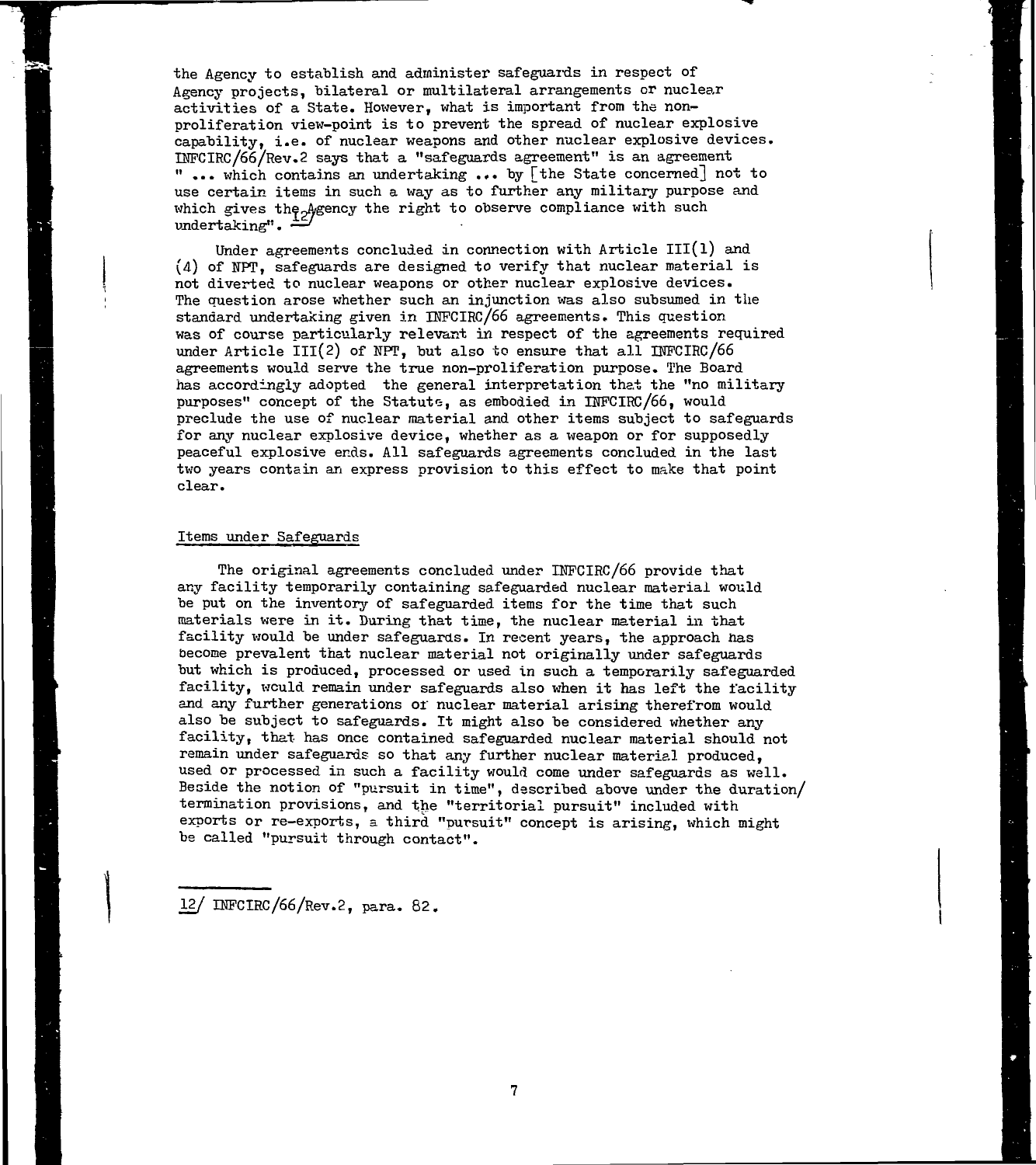the Agency to establish and administer safeguards in respect of Agency projects, bilateral or multilateral arrangements or nuclear activities of a State. However, what is important from the non-proliferation view-point is to prevent the spread of nuclear explosive capability, i.e. of nuclear weapons and other nuclear explosive devices. INFCIRC/66/Rev.2 says that a "safeguards agreement" is an agreement "... which contains an undertaking ... by [the State concerned] not to use certain items in such a way as to further any military purpose and which gives the Agency the right to observe compliance with such undertaking".[12]

Under agreements concluded in connection with Article III(1) and (4) of NPT, safeguards are designed to verify that nuclear material is not diverted to nuclear weapons or other nuclear explosive devices. The question arose whether such an injunction was also subsumed in the standard undertaking given in INFCIRC/66 agreements. This question was of course particularly relevant in respect of the agreements required under Article III(2) of NPT, but also to ensure that all INFCIRC/66 agreements would serve the true non-proliferation purpose. The Board has accordingly adopted the general interpretation that the "no military purposes" concept of the Statute, as embodied in INFCIRC/66, would preclude the use of nuclear material and other items subject to safeguards for any nuclear explosive device, whether as a weapon or for supposedly peaceful explosive ends. All safeguards agreements concluded in the last two years contain an express provision to this effect to make that point clear.

## Items under Safeguards

The original agreements concluded under INFCIRC/66 provide that any facility temporarily containing safeguarded nuclear material would be put on the inventory of safeguarded items for the time that such materials were in it. During that time, the nuclear material in that facility would be under safeguards. In recent years, the approach has become prevalent that nuclear material not originally under safeguards but which is produced, processed or used in such a temporarily safeguarded facility, would remain under safeguards also when it has left the facility and any further generations of nuclear material arising therefrom would also be subject to safeguards. It might also be considered whether any facility, that has once contained safeguarded nuclear material should not remain under safeguards so that any further nuclear material produced, used or processed in such a facility would come under safeguards as well. Beside the notion of "pursuit in time", described above under the duration/termination provisions, and the "territorial pursuit" included with exports or re-exports, a third "pursuit" concept is arising, which might be called "pursuit through contact".

---

12/ INFCIRC/66/Rev.2, para. 82.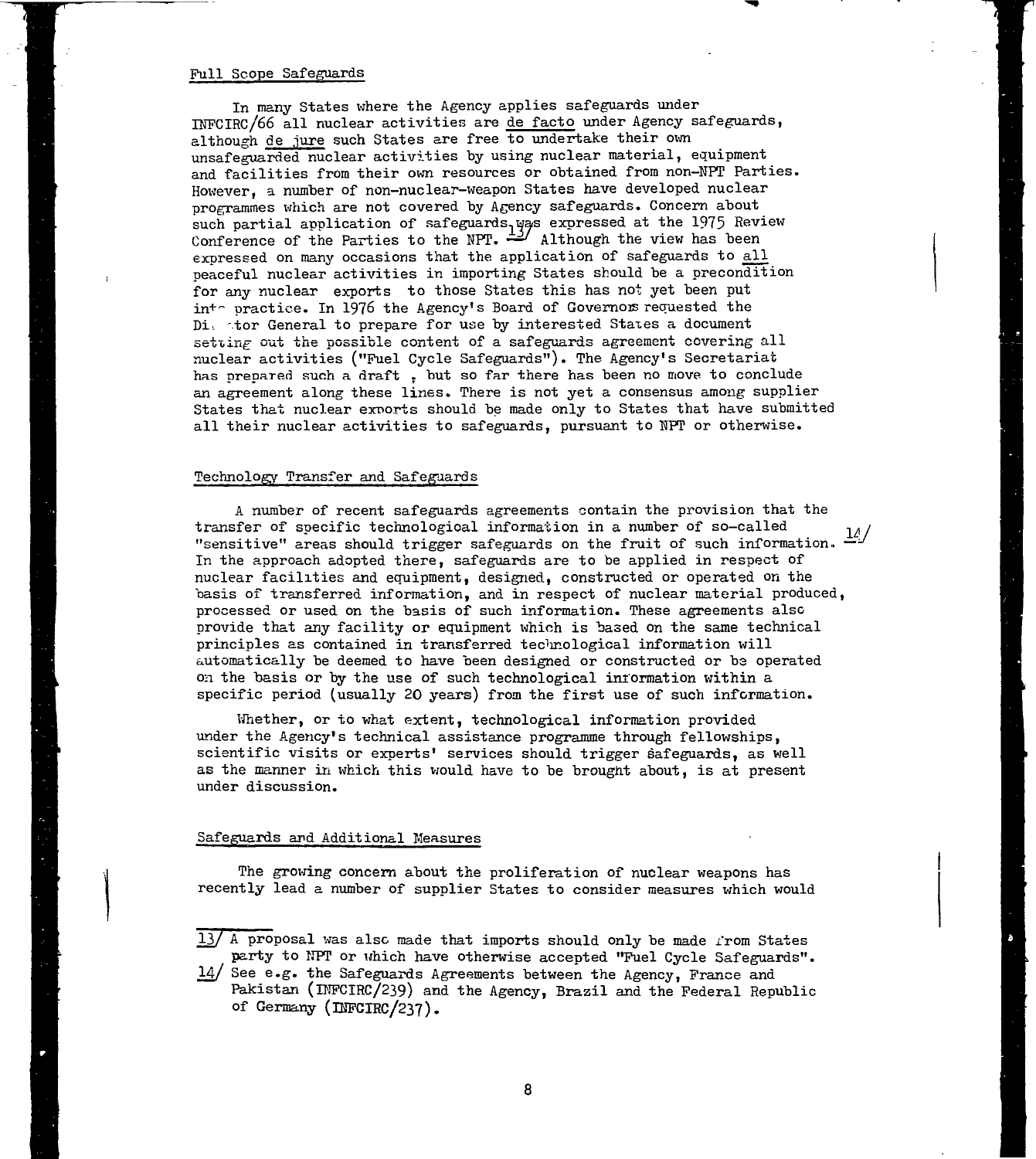## Full Scope Safeguards

In many States where the Agency applies safeguards under INFCIRC/66 all nuclear activities are _de facto_ under Agency safeguards, although _de jure_ such States are free to undertake their own unsafeguarded nuclear activities by using nuclear material, equipment and facilities from their own resources or obtained from non-NPT Parties. However, a number of non-nuclear-weapon States have developed nuclear programmes which are not covered by Agency safeguards. Concern about such partial application of safeguards was expressed at the 1975 Review Conference of the Parties to the NPT. [13] Although the view has been expressed on many occasions that the application of safeguards to all peaceful nuclear activities in importing States should be a precondition for any nuclear exports to those States this has not yet been put into practice. In 1976 the Agency's Board of Governors requested the Director General to prepare for use by interested States a document setting out the possible content of a safeguards agreement covering all nuclear activities ("Fuel Cycle Safeguards"). The Agency's Secretariat has prepared such a draft, but so far there has been no move to conclude an agreement along these lines. There is not yet a consensus among supplier States that nuclear exports should be made only to States that have submitted all their nuclear activities to safeguards, pursuant to NPT or otherwise.

## Technology Transfer and Safeguards

A number of recent safeguards agreements contain the provision that the transfer of specific technological information in a number of so-called "sensitive" areas should trigger safeguards on the fruit of such information. [14] In the approach adopted there, safeguards are to be applied in respect of nuclear facilities and equipment, designed, constructed or operated on the basis of transferred information, and in respect of nuclear material produced, processed or used on the basis of such information. These agreements also provide that any facility or equipment which is based on the same technical principles as contained in transferred technological information will automatically be deemed to have been designed or constructed or be operated on the basis or by the use of such technological information within a specific period (usually 20 years) from the first use of such information.

Whether, or to what extent, technological information provided under the Agency's technical assistance programme through fellowships, scientific visits or experts' services should trigger safeguards, as well as the manner in which this would have to be brought about, is at present under discussion.

## Safeguards and Additional Measures

The growing concern about the proliferation of nuclear weapons has recently lead a number of supplier States to consider measures which would

---

[13] A proposal was also made that imports should only be made from States party to NPT or which have otherwise accepted "Fuel Cycle Safeguards".

[14] See e.g. the Safeguards Agreements between the Agency, France and Pakistan (INFCIRC/239) and the Agency, Brazil and the Federal Republic of Germany (INFCIRC/237).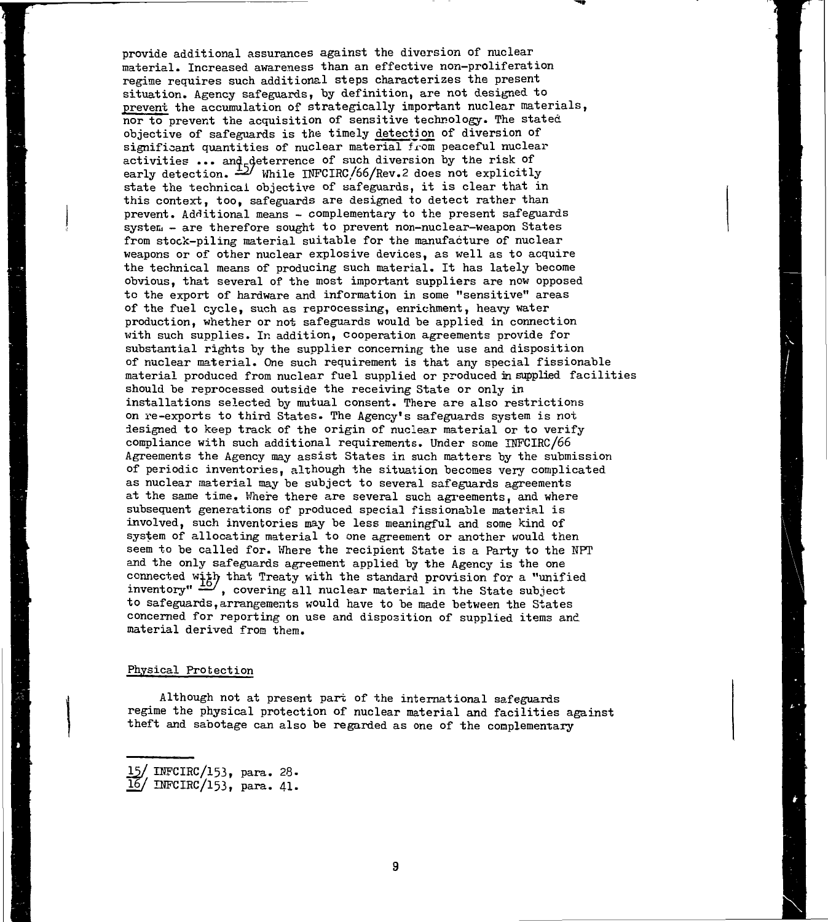provide additional assurances against the diversion of nuclear material. Increased awareness than an effective non-proliferation regime requires such additional steps characterizes the present situation. Agency safeguards, by definition, are not designed to prevent the accumulation of strategically important nuclear materials, nor to prevent the acquisition of sensitive technology. The stated objective of safeguards is the timely detection of diversion of significant quantities of nuclear material from peaceful nuclear activities ... and deterrence of such diversion by the risk of early detection.[15] While INFCIRC/66/Rev.2 does not explicitly state the technical objective of safeguards, it is clear that in this context, too, safeguards are designed to detect rather than prevent. Additional means - complementary to the present safeguards system - are therefore sought to prevent non-nuclear-weapon States from stock-piling material suitable for the manufacture of nuclear weapons or of other nuclear explosive devices, as well as to acquire the technical means of producing such material. It has lately become obvious, that several of the most important suppliers are now opposed to the export of hardware and information in some "sensitive" areas of the fuel cycle, such as reprocessing, enrichment, heavy water production, whether or not safeguards would be applied in connection with such supplies. In addition, cooperation agreements provide for substantial rights by the supplier concerning the use and disposition of nuclear material. One such requirement is that any special fissionable material produced from nuclear fuel supplied or produced in supplied facilities should be reprocessed outside the receiving State or only in installations selected by mutual consent. There are also restrictions on re-exports to third States. The Agency's safeguards system is not designed to keep track of the origin of nuclear material or to verify compliance with such additional requirements. Under some INFCIRC/66 Agreements the Agency may assist States in such matters by the submission of periodic inventories, although the situation becomes very complicated as nuclear material may be subject to several safeguards agreements at the same time. Where there are several such agreements, and where subsequent generations of produced special fissionable material is involved, such inventories may be less meaningful and some kind of system of allocating material to one agreement or another would then seem to be called for. Where the recipient State is a Party to the NPT and the only safeguards agreement applied by the Agency is the one connected with that Treaty with the standard provision for a "unified inventory"[16], covering all nuclear material in the State subject to safeguards, arrangements would have to be made between the States concerned for reporting on use and disposition of supplied items and material derived from them.

## Physical Protection

Although not at present part of the international safeguards regime the physical protection of nuclear material and facilities against theft and sabotage can also be regarded as one of the complementary

---

[15] INFCIRC/153, para. 28.
[16] INFCIRC/153, para. 41.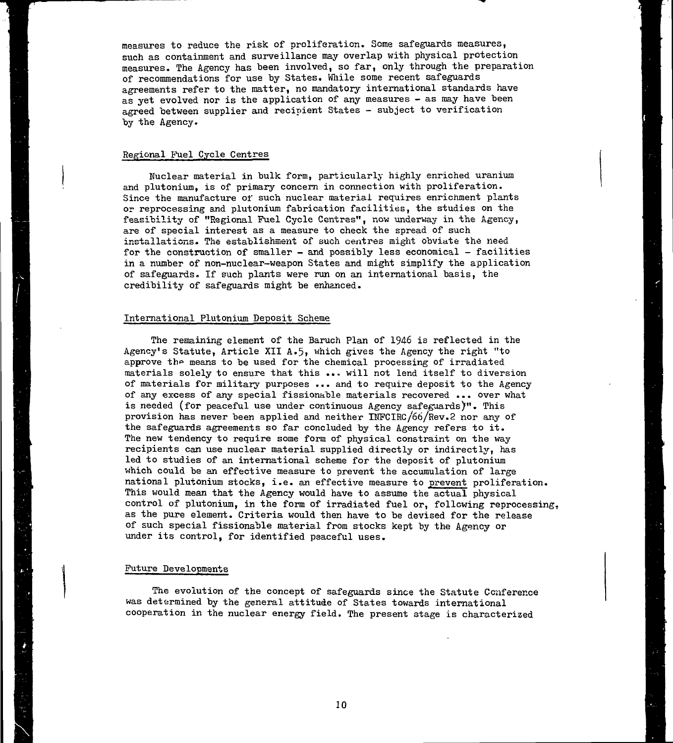measures to reduce the risk of proliferation. Some safeguards measures, such as containment and surveillance may overlap with physical protection measures. The Agency has been involved, so far, only through the preparation of recommendations for use by States. While some recent safeguards agreements refer to the matter, no mandatory international standards have as yet evolved nor is the application of any measures - as may have been agreed between supplier and recipient States - subject to verification by the Agency.

## Regional Fuel Cycle Centres

Nuclear material in bulk form, particularly highly enriched uranium and plutonium, is of primary concern in connection with proliferation. Since the manufacture of such nuclear material requires enrichment plants or reprocessing and plutonium fabrication facilities, the studies on the feasibility of "Regional Fuel Cycle Centres", now underway in the Agency, are of special interest as a measure to check the spread of such installations. The establishment of such centres might obviate the need for the construction of smaller - and possibly less economical - facilities in a number of non-nuclear-weapon States and might simplify the application of safeguards. If such plants were run on an international basis, the credibility of safeguards might be enhanced.

## International Plutonium Deposit Scheme

The remaining element of the Baruch Plan of 1946 is reflected in the Agency's Statute, Article XII A.5, which gives the Agency the right "to approve the means to be used for the chemical processing of irradiated materials solely to ensure that this ... will not lend itself to diversion of materials for military purposes ... and to require deposit to the Agency of any excess of any special fissionable materials recovered ... over what is needed (for peaceful use under continuous Agency safeguards)". This provision has never been applied and neither INFCIRC/66/Rev.2 nor any of the safeguards agreements so far concluded by the Agency refers to it. The new tendency to require some form of physical constraint on the way recipients can use nuclear material supplied directly or indirectly, has led to studies of an international scheme for the deposit of plutonium which could be an effective measure to prevent the accumulation of large national plutonium stocks, i.e. an effective measure to <u>prevent</u> proliferation. This would mean that the Agency would have to assume the <u>actual</u> physical control of plutonium, in the form of irradiated fuel or, following reprocessing, as the pure element. Criteria would then have to be devised for the release of such special fissionable material from stocks kept by the Agency or under its control, for identified peaceful uses.

## Future Developments

The evolution of the concept of safeguards since the Statute Conference was determined by the general attitude of States towards international cooperation in the nuclear energy field. The present stage is characterized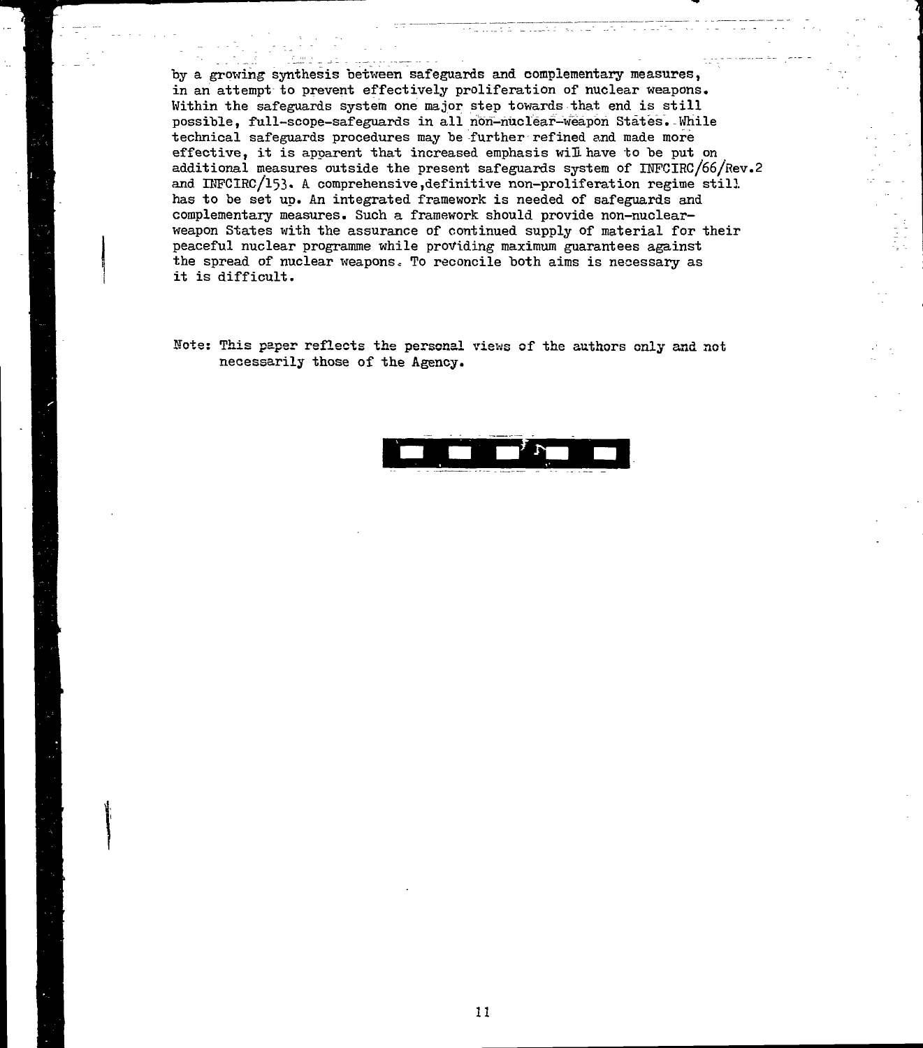by a growing synthesis between safeguards and complementary measures, in an attempt to prevent effectively proliferation of nuclear weapons. Within the safeguards system one major step towards that end is still possible, full-scope-safeguards in all non-nuclear-weapon States. While technical safeguards procedures may be further refined and made more effective, it is apparent that increased emphasis will have to be put on additional measures outside the present safeguards system of INFCIRC/66/Rev.2 and INFCIRC/153. A comprehensive, definitive non-proliferation regime still has to be set up. An integrated framework is needed of safeguards and complementary measures. Such a framework should provide non-nuclear-weapon States with the assurance of continued supply of material for their peaceful nuclear programme while providing maximum guarantees against the spread of nuclear weapons. To reconcile both aims is necessary as it is difficult.

Note: This paper reflects the personal views of the authors only and not necessarily those of the Agency.